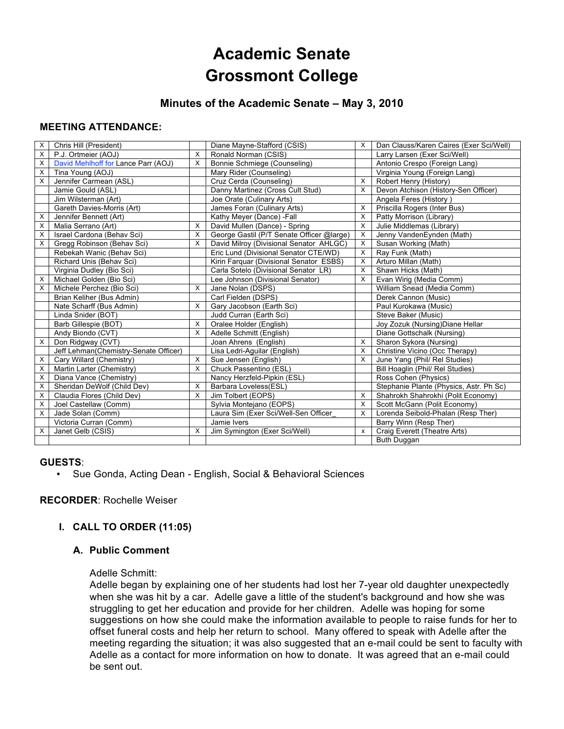# Academic Senate
# Grossmont College

## Minutes of the Academic Senate – May 3, 2010

### MEETING ATTENDANCE:

| | | | | | |
|---|---|---|---|---|---|
| X | Chris Hill (President) | | Diane Mayne-Stafford (CSIS) | X | Dan Clauss/Karen Caires (Exer Sci/Well) |
| X | P.J. Ortmeier (AOJ) | X | Ronald Norman (CSIS) | | Larry Larsen (Exer Sci/Well) |
| X | David Mehlhoff for Lance Parr (AOJ) | X | Bonnie Schmiege (Counseling) | | Antonio Crespo (Foreign Lang) |
| X | Tina Young (AOJ) | | Mary Rider (Counseling) | | Virginia Young (Foreign Lang) |
| X | Jennifer Carmean (ASL) | | Cruz Cerda (Counseling) | X | Robert Henry (History) |
| | Jamie Gould (ASL) | | Danny Martinez (Cross Cult Stud) | X | Devon Atchison (History-Sen Officer) |
| | Jim Wilsterman (Art) | | Joe Orate (Culinary Arts) | | Angela Feres (History ) |
| | Gareth Davies-Morris (Art) | | James Foran (Culinary Arts) | X | Priscilla Rogers (Inter Bus) |
| X | Jennifer Bennett (Art) | | Kathy Meyer (Dance) -Fall | X | Patty Morrison (Library) |
| X | Malia Serrano (Art) | X | David Mullen (Dance) - Spring | X | Julie Middlemas (Library) |
| X | Israel Cardona (Behav Sci) | X | George Gastil (P/T Senate Officer @large) | X | Jenny VandenEynden (Math) |
| X | Gregg Robinson (Behav Sci) | X | David Milroy (Divisional Senator AHLGC) | X | Susan Working (Math) |
| | Rebekah Wanic (Behav Sci) | | Eric Lund (Divisional Senator CTE/WD) | X | Ray Funk (Math) |
| | Richard Unis (Behav Sci) | | Kirin Farquar (Divisional Senator ESBS) | X | Arturo Millan (Math) |
| | Virginia Dudley (Bio Sci) | | Carla Sotelo (Divisional Senator LR) | X | Shawn Hicks (Math) |
| X | Michael Golden (Bio Sci) | | Lee Johnson (Divisional Senator) | X | Evan Wirig (Media Comm) |
| X | Michele Perchez (Bio Sci) | X | Jane Nolan (DSPS) | | William Snead (Media Comm) |
| | Brian Keliher (Bus Admin) | | Carl Fielden (DSPS) | | Derek Cannon (Music) |
| | Nate Scharff (Bus Admin) | X | Gary Jacobson (Earth Sci) | | Paul Kurokawa (Music) |
| | Linda Snider (BOT) | | Judd Curran (Earth Sci) | | Steve Baker (Music) |
| | Barb Gillespie (BOT) | X | Oralee Holder (English) | | Joy Zozuk (Nursing)Diane Hellar |
| | Andy Biondo (CVT) | X | Adelle Schmitt (English) | | Diane Gottschalk (Nursing) |
| X | Don Ridgway (CVT) | | Joan Ahrens (English) | X | Sharon Sykora (Nursing) |
| | Jeff Lehman(Chemistry-Senate Officer) | | Lisa Ledri-Aguilar (English) | X | Christine Vicino (Occ Therapy) |
| X | Cary Willard (Chemistry) | X | Sue Jensen (English) | X | June Yang (Phil/ Rel Studies) |
| X | Martin Larter (Chemistry) | X | Chuck Passentino (ESL) | | Bill Hoaglin (Phil/ Rel Studies) |
| X | Diana Vance (Chemistry) | | Nancy Herzfeld-Pipkin (ESL) | | Ross Cohen (Physics) |
| X | Sheridan DeWolf (Child Dev) | X | Barbara Loveless(ESL) | | Stephanie Plante (Physics, Astr. Ph Sc) |
| X | Claudia Flores (Child Dev) | X | Jim Tolbert (EOPS) | X | Shahrokh Shahrokhi (Polit Economy) |
| X | Joel Castellaw (Comm) | | Sylvia Montejano (EOPS) | X | Scott McGann (Polit Economy) |
| X | Jade Solan (Comm) | | Laura Sim (Exer Sci/Well-Sen Officer_ | X | Lorenda Seibold-Phalan (Resp Ther) |
| | Victoria Curran (Comm) | | Jamie Ivers | | Barry Winn (Resp Ther) |
| X | Janet Gelb (CSIS) | X | Jim Symington (Exer Sci/Well) | x | Craig Everett (Theatre Arts) |
| | | | | | Buth Duggan |

**GUESTS**:

- Sue Gonda, Acting Dean - English, Social & Behavioral Sciences

**RECORDER**: Rochelle Weiser

## I. CALL TO ORDER (11:05)

### A. Public Comment

Adelle Schmitt:
Adelle began by explaining one of her students had lost her 7-year old daughter unexpectedly when she was hit by a car. Adelle gave a little of the student's background and how she was struggling to get her education and provide for her children. Adelle was hoping for some suggestions on how she could make the information available to people to raise funds for her to offset funeral costs and help her return to school. Many offered to speak with Adelle after the meeting regarding the situation; it was also suggested that an e-mail could be sent to faculty with Adelle as a contact for more information on how to donate. It was agreed that an e-mail could be sent out.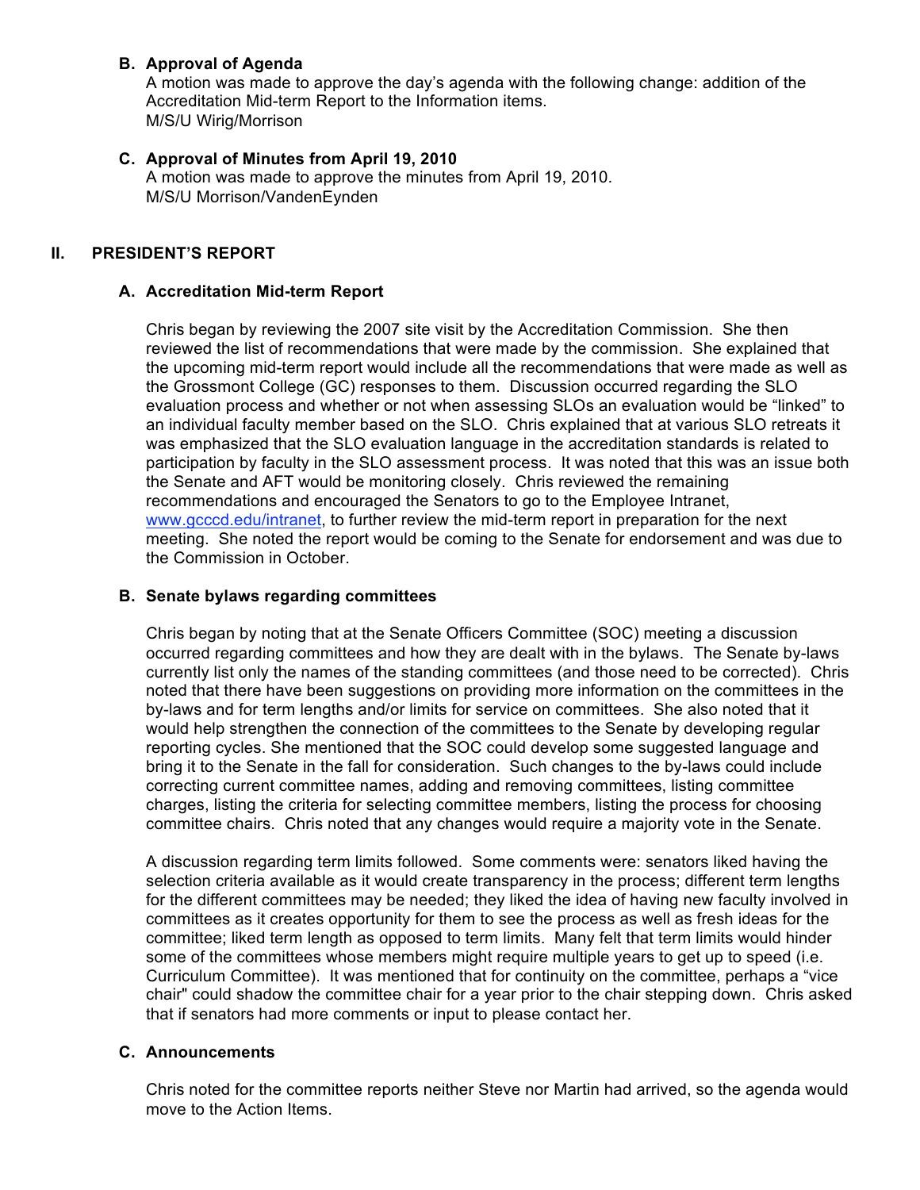### B. Approval of Agenda

A motion was made to approve the day's agenda with the following change: addition of the Accreditation Mid-term Report to the Information items.
M/S/U Wirig/Morrison

### C. Approval of Minutes from April 19, 2010

A motion was made to approve the minutes from April 19, 2010.
M/S/U Morrison/VandenEynden

## II. PRESIDENT'S REPORT

### A. Accreditation Mid-term Report

Chris began by reviewing the 2007 site visit by the Accreditation Commission. She then reviewed the list of recommendations that were made by the commission. She explained that the upcoming mid-term report would include all the recommendations that were made as well as the Grossmont College (GC) responses to them. Discussion occurred regarding the SLO evaluation process and whether or not when assessing SLOs an evaluation would be "linked" to an individual faculty member based on the SLO. Chris explained that at various SLO retreats it was emphasized that the SLO evaluation language in the accreditation standards is related to participation by faculty in the SLO assessment process. It was noted that this was an issue both the Senate and AFT would be monitoring closely. Chris reviewed the remaining recommendations and encouraged the Senators to go to the Employee Intranet, www.gcccd.edu/intranet, to further review the mid-term report in preparation for the next meeting. She noted the report would be coming to the Senate for endorsement and was due to the Commission in October.

### B. Senate bylaws regarding committees

Chris began by noting that at the Senate Officers Committee (SOC) meeting a discussion occurred regarding committees and how they are dealt with in the bylaws. The Senate by-laws currently list only the names of the standing committees (and those need to be corrected). Chris noted that there have been suggestions on providing more information on the committees in the by-laws and for term lengths and/or limits for service on committees. She also noted that it would help strengthen the connection of the committees to the Senate by developing regular reporting cycles. She mentioned that the SOC could develop some suggested language and bring it to the Senate in the fall for consideration. Such changes to the by-laws could include correcting current committee names, adding and removing committees, listing committee charges, listing the criteria for selecting committee members, listing the process for choosing committee chairs. Chris noted that any changes would require a majority vote in the Senate.

A discussion regarding term limits followed. Some comments were: senators liked having the selection criteria available as it would create transparency in the process; different term lengths for the different committees may be needed; they liked the idea of having new faculty involved in committees as it creates opportunity for them to see the process as well as fresh ideas for the committee; liked term length as opposed to term limits. Many felt that term limits would hinder some of the committees whose members might require multiple years to get up to speed (i.e. Curriculum Committee). It was mentioned that for continuity on the committee, perhaps a "vice chair" could shadow the committee chair for a year prior to the chair stepping down. Chris asked that if senators had more comments or input to please contact her.

### C. Announcements

Chris noted for the committee reports neither Steve nor Martin had arrived, so the agenda would move to the Action Items.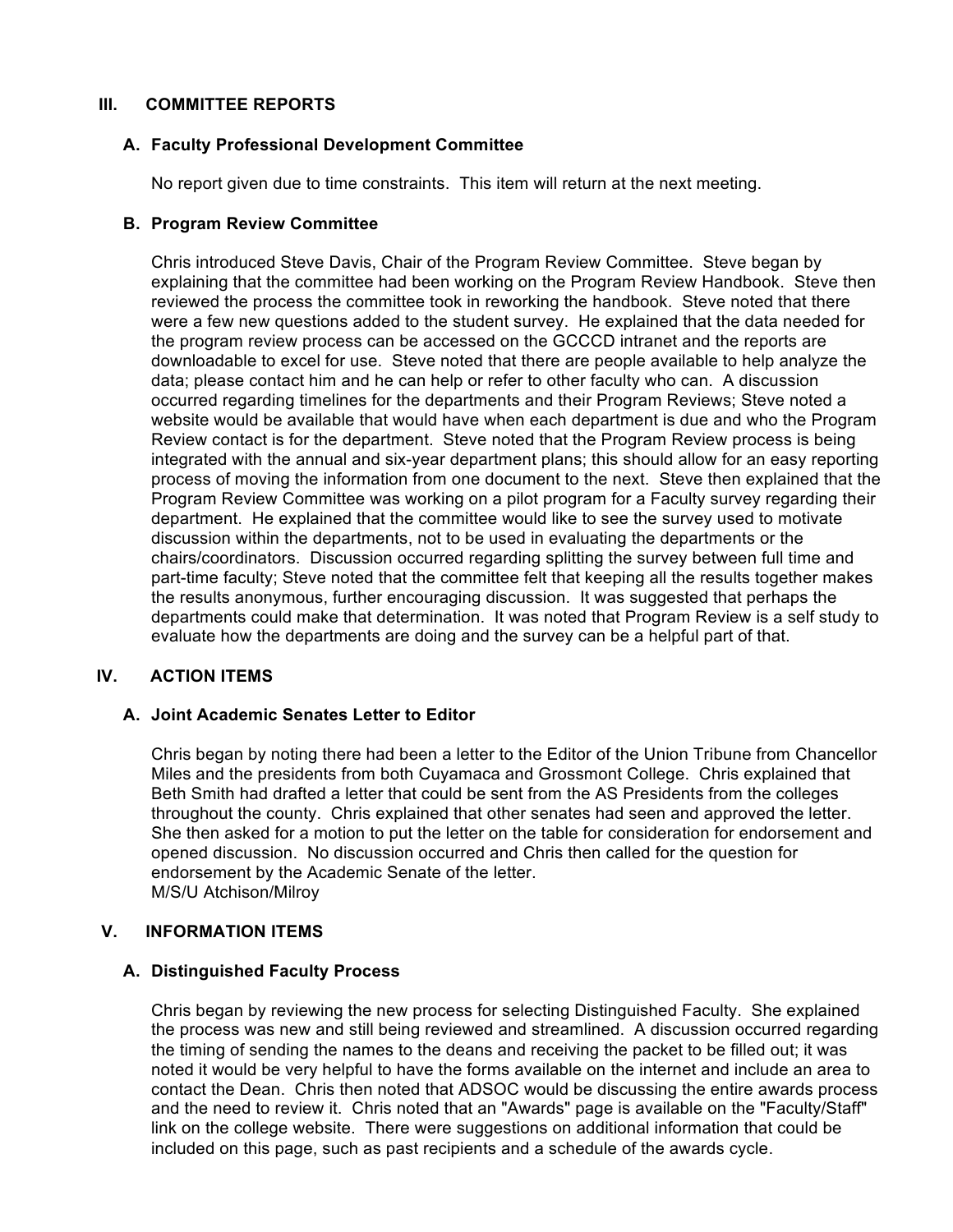## III. COMMITTEE REPORTS

### A. Faculty Professional Development Committee

No report given due to time constraints. This item will return at the next meeting.

### B. Program Review Committee

Chris introduced Steve Davis, Chair of the Program Review Committee. Steve began by explaining that the committee had been working on the Program Review Handbook. Steve then reviewed the process the committee took in reworking the handbook. Steve noted that there were a few new questions added to the student survey. He explained that the data needed for the program review process can be accessed on the GCCCD intranet and the reports are downloadable to excel for use. Steve noted that there are people available to help analyze the data; please contact him and he can help or refer to other faculty who can. A discussion occurred regarding timelines for the departments and their Program Reviews; Steve noted a website would be available that would have when each department is due and who the Program Review contact is for the department. Steve noted that the Program Review process is being integrated with the annual and six-year department plans; this should allow for an easy reporting process of moving the information from one document to the next. Steve then explained that the Program Review Committee was working on a pilot program for a Faculty survey regarding their department. He explained that the committee would like to see the survey used to motivate discussion within the departments, not to be used in evaluating the departments or the chairs/coordinators. Discussion occurred regarding splitting the survey between full time and part-time faculty; Steve noted that the committee felt that keeping all the results together makes the results anonymous, further encouraging discussion. It was suggested that perhaps the departments could make that determination. It was noted that Program Review is a self study to evaluate how the departments are doing and the survey can be a helpful part of that.

## IV. ACTION ITEMS

### A. Joint Academic Senates Letter to Editor

Chris began by noting there had been a letter to the Editor of the Union Tribune from Chancellor Miles and the presidents from both Cuyamaca and Grossmont College. Chris explained that Beth Smith had drafted a letter that could be sent from the AS Presidents from the colleges throughout the county. Chris explained that other senates had seen and approved the letter. She then asked for a motion to put the letter on the table for consideration for endorsement and opened discussion. No discussion occurred and Chris then called for the question for endorsement by the Academic Senate of the letter.
M/S/U Atchison/Milroy

## V. INFORMATION ITEMS

### A. Distinguished Faculty Process

Chris began by reviewing the new process for selecting Distinguished Faculty. She explained the process was new and still being reviewed and streamlined. A discussion occurred regarding the timing of sending the names to the deans and receiving the packet to be filled out; it was noted it would be very helpful to have the forms available on the internet and include an area to contact the Dean. Chris then noted that ADSOC would be discussing the entire awards process and the need to review it. Chris noted that an "Awards" page is available on the "Faculty/Staff" link on the college website. There were suggestions on additional information that could be included on this page, such as past recipients and a schedule of the awards cycle.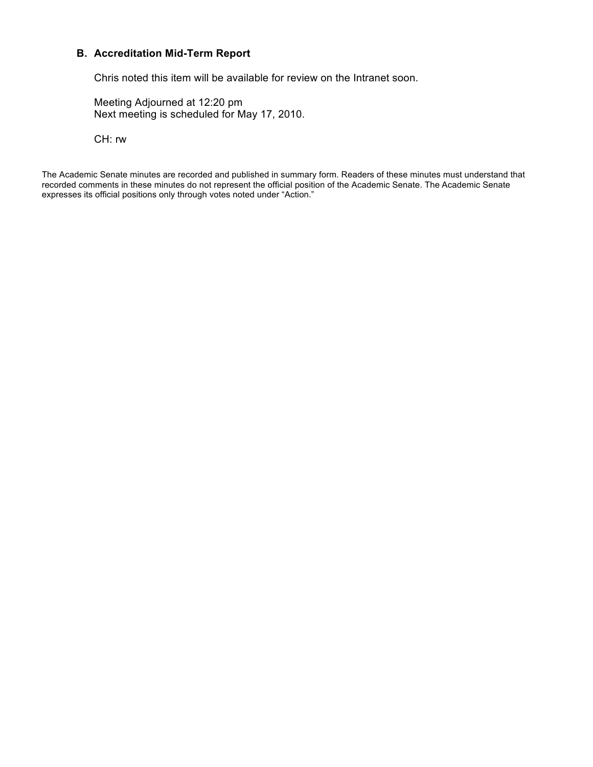### B. Accreditation Mid-Term Report

Chris noted this item will be available for review on the Intranet soon.

Meeting Adjourned at 12:20 pm
Next meeting is scheduled for May 17, 2010.

CH: rw

The Academic Senate minutes are recorded and published in summary form. Readers of these minutes must understand that recorded comments in these minutes do not represent the official position of the Academic Senate. The Academic Senate expresses its official positions only through votes noted under "Action."